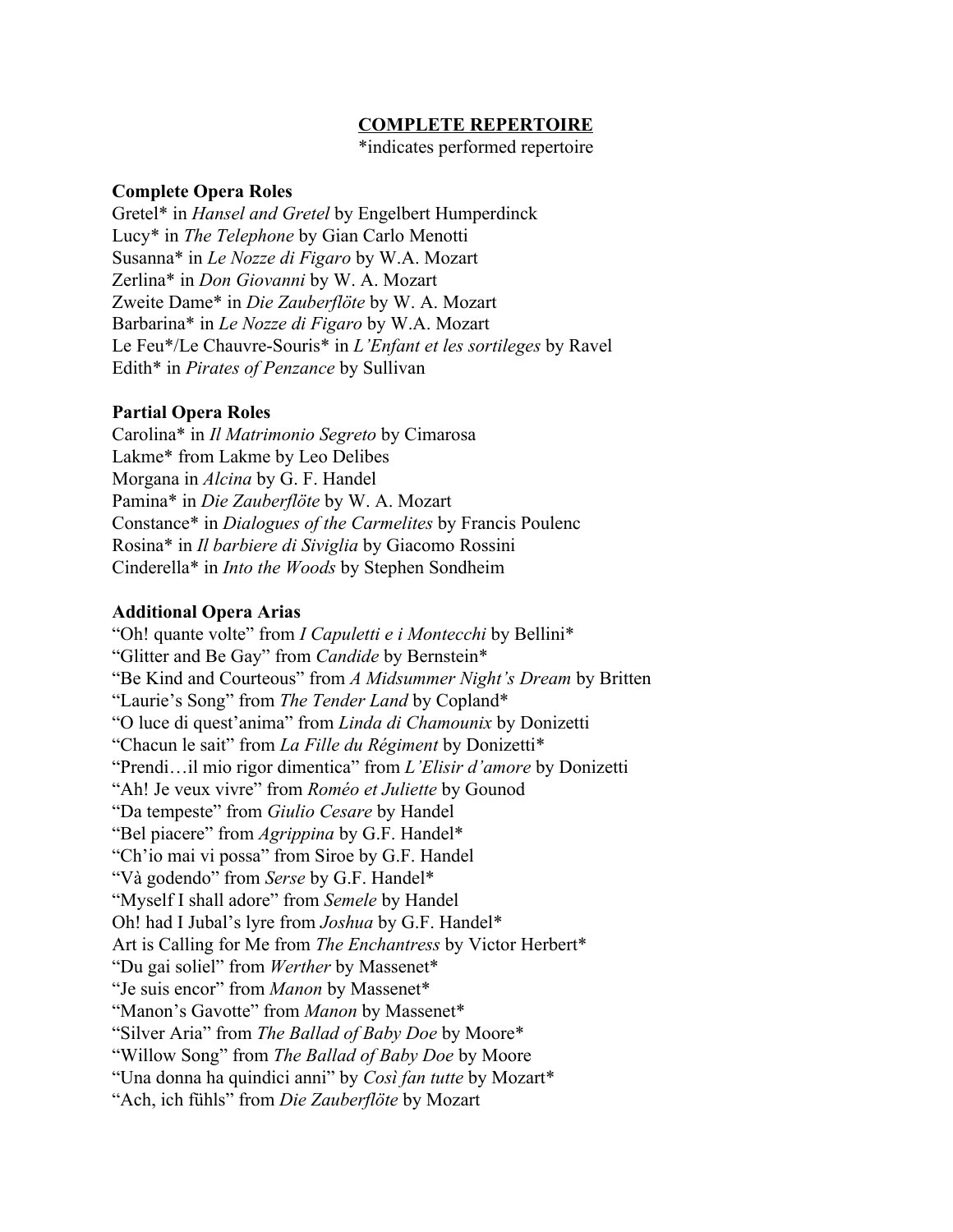## COMPLETE REPERTOIRE

*indicates performed repertoire

**Complete Opera Roles**

Gretel* in *Hansel and Gretel* by Engelbert Humperdinck
Lucy* in *The Telephone* by Gian Carlo Menotti
Susanna* in *Le Nozze di Figaro* by W.A. Mozart
Zerlina* in *Don Giovanni* by W. A. Mozart
Zweite Dame* in *Die Zauberflöte* by W. A. Mozart
Barbarina* in *Le Nozze di Figaro* by W.A. Mozart
Le Feu*/Le Chauvre-Souris* in *L'Enfant et les sortileges* by Ravel
Edith* in *Pirates of Penzance* by Sullivan

**Partial Opera Roles**

Carolina* in *Il Matrimonio Segreto* by Cimarosa
Lakme* from Lakme by Leo Delibes
Morgana in *Alcina* by G. F. Handel
Pamina* in *Die Zauberflöte* by W. A. Mozart
Constance* in *Dialogues of the Carmelites* by Francis Poulenc
Rosina* in *Il barbiere di Siviglia* by Giacomo Rossini
Cinderella* in *Into the Woods* by Stephen Sondheim

**Additional Opera Arias**

"Oh! quante volte" from *I Capuletti e i Montecchi* by Bellini*
"Glitter and Be Gay" from *Candide* by Bernstein*
"Be Kind and Courteous" from *A Midsummer Night's Dream* by Britten
"Laurie's Song" from *The Tender Land* by Copland*
"O luce di quest'anima" from *Linda di Chamounix* by Donizetti
"Chacun le sait" from *La Fille du Régiment* by Donizetti*
"Prendi…il mio rigor dimentica" from *L'Elisir d'amore* by Donizetti
"Ah! Je veux vivre" from *Roméo et Juliette* by Gounod
"Da tempeste" from *Giulio Cesare* by Handel
"Bel piacere" from *Agrippina* by G.F. Handel*
"Ch'io mai vi possa" from Siroe by G.F. Handel
"Và godendo" from *Serse* by G.F. Handel*
"Myself I shall adore" from *Semele* by Handel
Oh! had I Jubal's lyre from *Joshua* by G.F. Handel*
Art is Calling for Me from *The Enchantress* by Victor Herbert*
"Du gai soliel" from *Werther* by Massenet*
"Je suis encor" from *Manon* by Massenet*
"Manon's Gavotte" from *Manon* by Massenet*
"Silver Aria" from *The Ballad of Baby Doe* by Moore*
"Willow Song" from *The Ballad of Baby Doe* by Moore
"Una donna ha quindici anni" by *Così fan tutte* by Mozart*
"Ach, ich fühls" from *Die Zauberflöte* by Mozart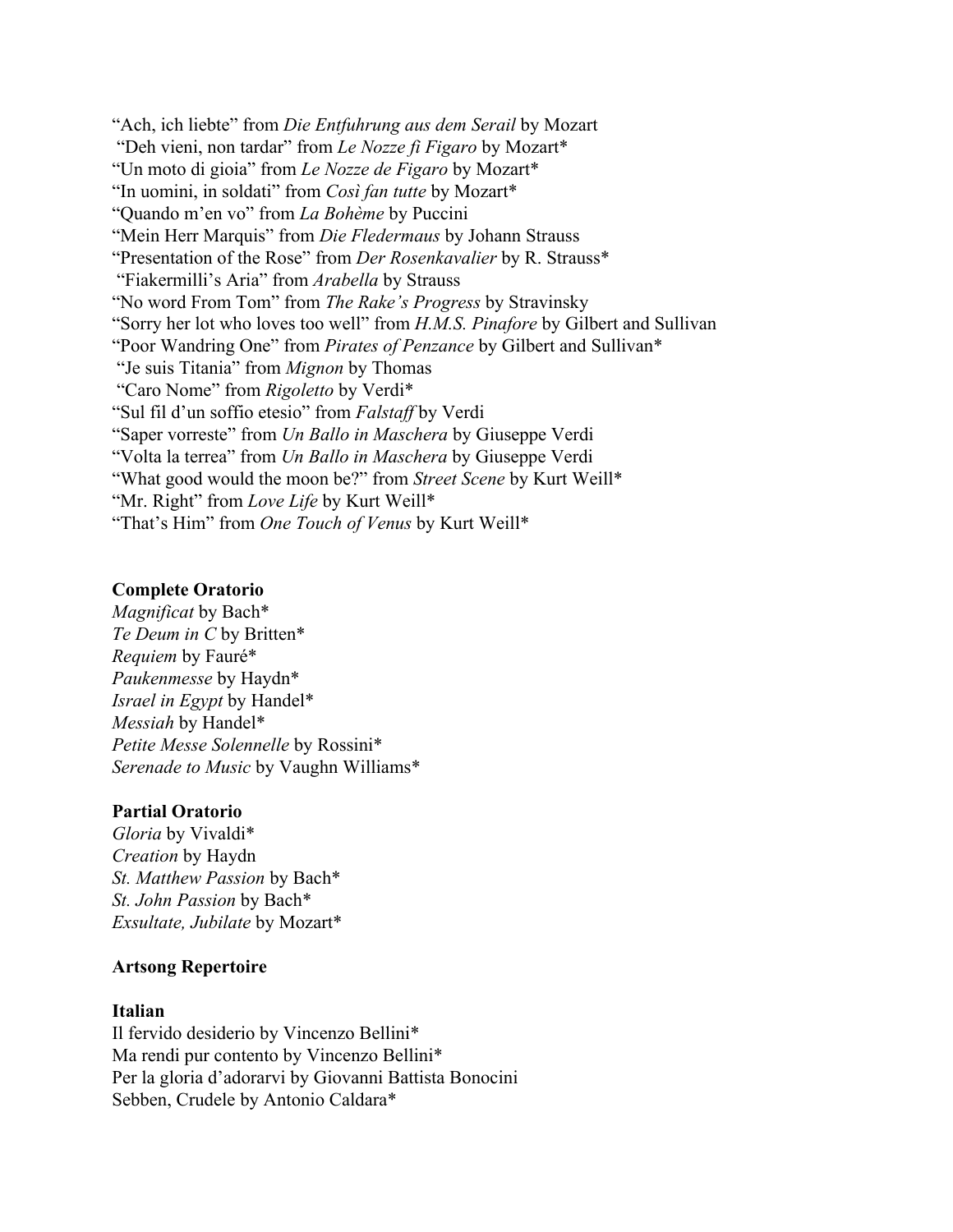“Ach, ich liebte” from *Die Entfuhrung aus dem Serail* by Mozart
“Deh vieni, non tardar” from *Le Nozze fi Figaro* by Mozart*
“Un moto di gioia” from *Le Nozze de Figaro* by Mozart*
“In uomini, in soldati” from *Così fan tutte* by Mozart*
“Quando m’en vo” from *La Bohème* by Puccini
“Mein Herr Marquis” from *Die Fledermaus* by Johann Strauss
“Presentation of the Rose” from *Der Rosenkavalier* by R. Strauss*
“Fiakermilli’s Aria” from *Arabella* by Strauss
“No word From Tom” from *The Rake’s Progress* by Stravinsky
“Sorry her lot who loves too well” from *H.M.S. Pinafore* by Gilbert and Sullivan
“Poor Wandring One” from *Pirates of Penzance* by Gilbert and Sullivan*
“Je suis Titania” from *Mignon* by Thomas
“Caro Nome” from *Rigoletto* by Verdi*
“Sul fil d’un soffio etesio” from *Falstaff* by Verdi
“Saper vorreste” from *Un Ballo in Maschera* by Giuseppe Verdi
“Volta la terrea” from *Un Ballo in Maschera* by Giuseppe Verdi
“What good would the moon be?” from *Street Scene* by Kurt Weill*
“Mr. Right” from *Love Life* by Kurt Weill*
“That’s Him” from *One Touch of Venus* by Kurt Weill*

**Complete Oratorio**

*Magnificat* by Bach*
*Te Deum in C* by Britten*
*Requiem* by Fauré*
*Paukenmesse* by Haydn*
*Israel in Egypt* by Handel*
*Messiah* by Handel*
*Petite Messe Solennelle* by Rossini*
*Serenade to Music* by Vaughn Williams*

**Partial Oratorio**

*Gloria* by Vivaldi*
*Creation* by Haydn
*St. Matthew Passion* by Bach*
*St. John Passion* by Bach*
*Exsultate, Jubilate* by Mozart*

**Artsong Repertoire**

**Italian**

Il fervido desiderio by Vincenzo Bellini*
Ma rendi pur contento by Vincenzo Bellini*
Per la gloria d’adorarvi by Giovanni Battista Bonocini
Sebben, Crudele by Antonio Caldara*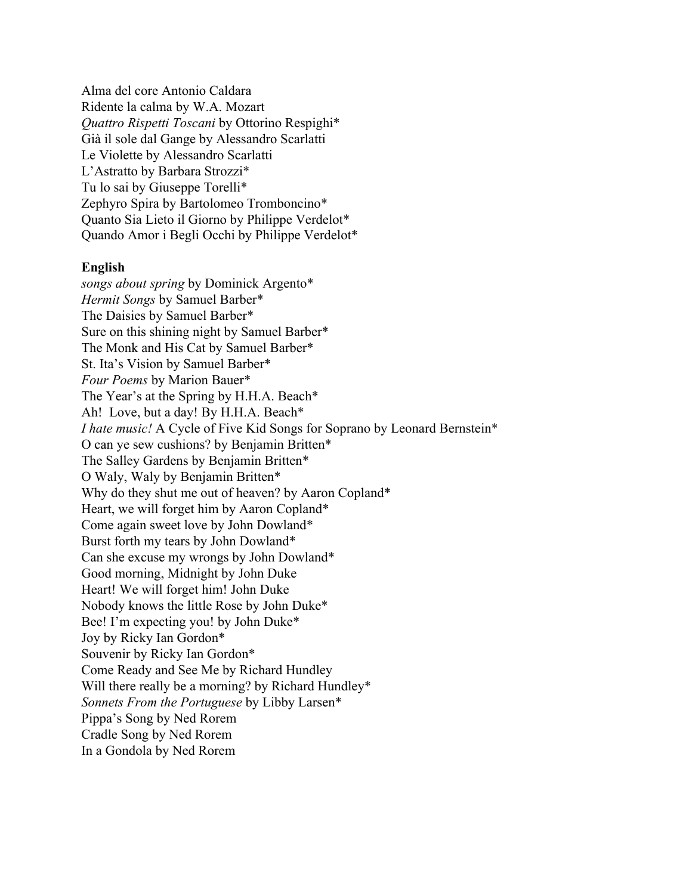Alma del core Antonio Caldara
Ridente la calma by W.A. Mozart
*Quattro Rispetti Toscani* by Ottorino Respighi*
Già il sole dal Gange by Alessandro Scarlatti
Le Violette by Alessandro Scarlatti
L'Astratto by Barbara Strozzi*
Tu lo sai by Giuseppe Torelli*
Zephyro Spira by Bartolomeo Tromboncino*
Quanto Sia Lieto il Giorno by Philippe Verdelot*
Quando Amor i Begli Occhi by Philippe Verdelot*

**English**

*songs about spring* by Dominick Argento*
*Hermit Songs* by Samuel Barber*
The Daisies by Samuel Barber*
Sure on this shining night by Samuel Barber*
The Monk and His Cat by Samuel Barber*
St. Ita's Vision by Samuel Barber*
*Four Poems* by Marion Bauer*
The Year's at the Spring by H.H.A. Beach*
Ah! Love, but a day! By H.H.A. Beach*
*I hate music!* A Cycle of Five Kid Songs for Soprano by Leonard Bernstein*
O can ye sew cushions? by Benjamin Britten*
The Salley Gardens by Benjamin Britten*
O Waly, Waly by Benjamin Britten*
Why do they shut me out of heaven? by Aaron Copland*
Heart, we will forget him by Aaron Copland*
Come again sweet love by John Dowland*
Burst forth my tears by John Dowland*
Can she excuse my wrongs by John Dowland*
Good morning, Midnight by John Duke
Heart! We will forget him! John Duke
Nobody knows the little Rose by John Duke*
Bee! I'm expecting you! by John Duke*
Joy by Ricky Ian Gordon*
Souvenir by Ricky Ian Gordon*
Come Ready and See Me by Richard Hundley
Will there really be a morning? by Richard Hundley*
*Sonnets From the Portuguese* by Libby Larsen*
Pippa's Song by Ned Rorem
Cradle Song by Ned Rorem
In a Gondola by Ned Rorem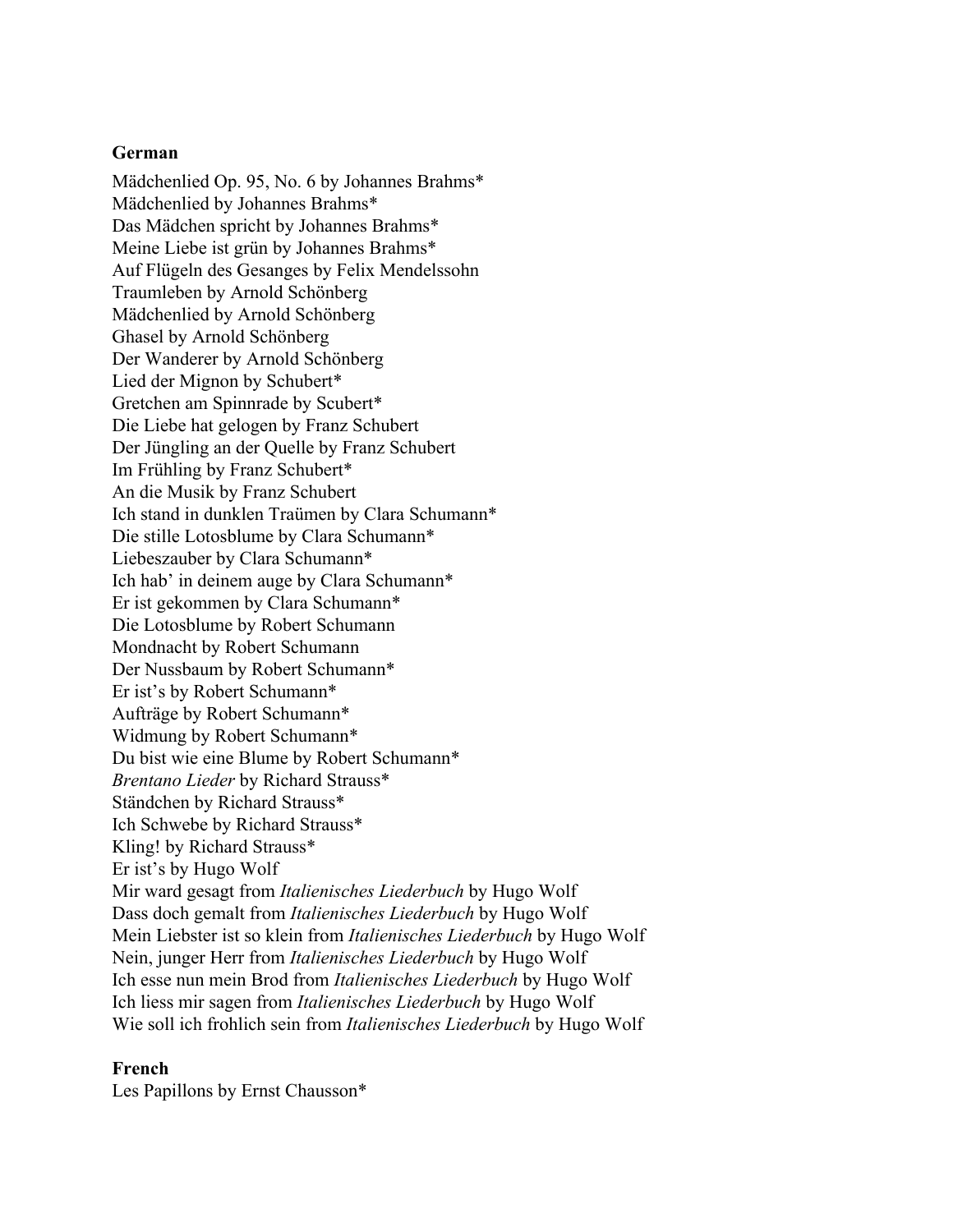**German**

Mädchenlied Op. 95, No. 6 by Johannes Brahms*
Mädchenlied by Johannes Brahms*
Das Mädchen spricht by Johannes Brahms*
Meine Liebe ist grün by Johannes Brahms*
Auf Flügeln des Gesanges by Felix Mendelssohn
Traumleben by Arnold Schönberg
Mädchenlied by Arnold Schönberg
Ghasel by Arnold Schönberg
Der Wanderer by Arnold Schönberg
Lied der Mignon by Schubert*
Gretchen am Spinnrade by Scubert*
Die Liebe hat gelogen by Franz Schubert
Der Jüngling an der Quelle by Franz Schubert
Im Frühling by Franz Schubert*
An die Musik by Franz Schubert
Ich stand in dunklen Traümen by Clara Schumann*
Die stille Lotosblume by Clara Schumann*
Liebeszauber by Clara Schumann*
Ich hab' in deinem auge by Clara Schumann*
Er ist gekommen by Clara Schumann*
Die Lotosblume by Robert Schumann
Mondnacht by Robert Schumann
Der Nussbaum by Robert Schumann*
Er ist's by Robert Schumann*
Aufträge by Robert Schumann*
Widmung by Robert Schumann*
Du bist wie eine Blume by Robert Schumann*
*Brentano Lieder* by Richard Strauss*
Ständchen by Richard Strauss*
Ich Schwebe by Richard Strauss*
Kling! by Richard Strauss*
Er ist's by Hugo Wolf
Mir ward gesagt from *Italienisches Liederbuch* by Hugo Wolf
Dass doch gemalt from *Italienisches Liederbuch* by Hugo Wolf
Mein Liebster ist so klein from *Italienisches Liederbuch* by Hugo Wolf
Nein, junger Herr from *Italienisches Liederbuch* by Hugo Wolf
Ich esse nun mein Brod from *Italienisches Liederbuch* by Hugo Wolf
Ich liess mir sagen from *Italienisches Liederbuch* by Hugo Wolf
Wie soll ich frohlich sein from *Italienisches Liederbuch* by Hugo Wolf

**French**

Les Papillons by Ernst Chausson*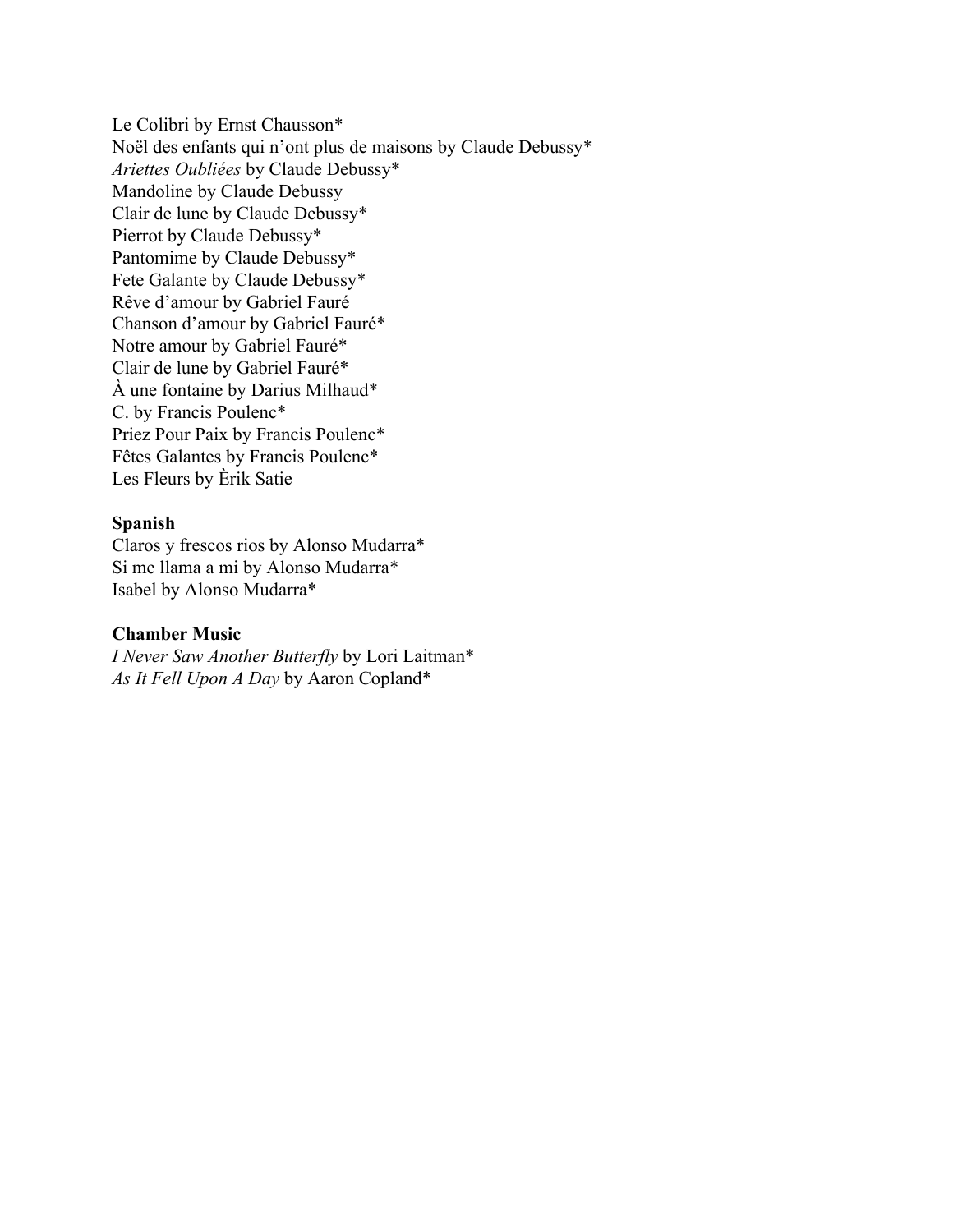Le Colibri by Ernst Chausson*
Noël des enfants qui n'ont plus de maisons by Claude Debussy*
*Ariettes Oubliées* by Claude Debussy*
Mandoline by Claude Debussy
Clair de lune by Claude Debussy*
Pierrot by Claude Debussy*
Pantomime by Claude Debussy*
Fete Galante by Claude Debussy*
Rêve d'amour by Gabriel Fauré
Chanson d'amour by Gabriel Fauré*
Notre amour by Gabriel Fauré*
Clair de lune by Gabriel Fauré*
À une fontaine by Darius Milhaud*
C. by Francis Poulenc*
Priez Pour Paix by Francis Poulenc*
Fêtes Galantes by Francis Poulenc*
Les Fleurs by Èrik Satie

**Spanish**
Claros y frescos rios by Alonso Mudarra*
Si me llama a mi by Alonso Mudarra*
Isabel by Alonso Mudarra*

**Chamber Music**
*I Never Saw Another Butterfly* by Lori Laitman*
*As It Fell Upon A Day* by Aaron Copland*